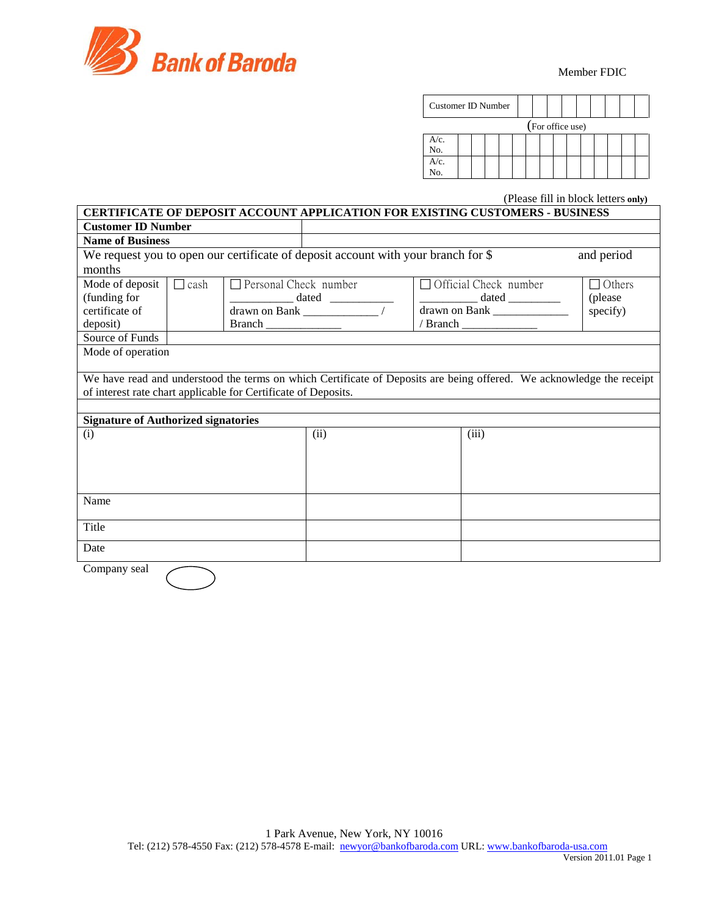Bank of Baroda

Member FDIC

| Customer ID Number | | | | | | | | | |
|---|---|---|---|---|---|---|---|---|---|

(For office use)

| A/c. No. | | | | | | | | | | | | | | |
|---|---|---|---|---|---|---|---|---|---|---|---|---|---|---|
| A/c. No. | | | | | | | | | | | | | | |

(Please fill in block letters **only**)

| **CERTIFICATE OF DEPOSIT ACCOUNT APPLICATION FOR EXISTING CUSTOMERS - BUSINESS** | | | | |
|---|---|---|---|---|
| **Customer ID Number** | | | | |
| **Name of Business** | | | | |
| We request you to open our certificate of deposit account with your branch for $ and period months | | | | |
| Mode of deposit (funding for certificate of deposit) | ☐ cash | ☐ Personal Check number __________ dated __________ drawn on Bank ____________ / Branch ____________ | ☐ Official Check number __________ dated _________ drawn on Bank ____________ / Branch ____________ | ☐ Others (please specify) |
| Source of Funds | | | | |
| Mode of operation | | | | |
| We have read and understood the terms on which Certificate of Deposits are being offered. We acknowledge the receipt of interest rate chart applicable for Certificate of Deposits. | | | | |

| **Signature of Authorized signatories** | | |
|---|---|---|
| (i) | (ii) | (iii) |
| Name | | |
| Title | | |
| Date | | |

Company seal

1 Park Avenue, New York, NY 10016
Tel: (212) 578-4550 Fax: (212) 578-4578 E-mail: newyor@bankofbaroda.com URL: www.bankofbaroda-usa.com
Version 2011.01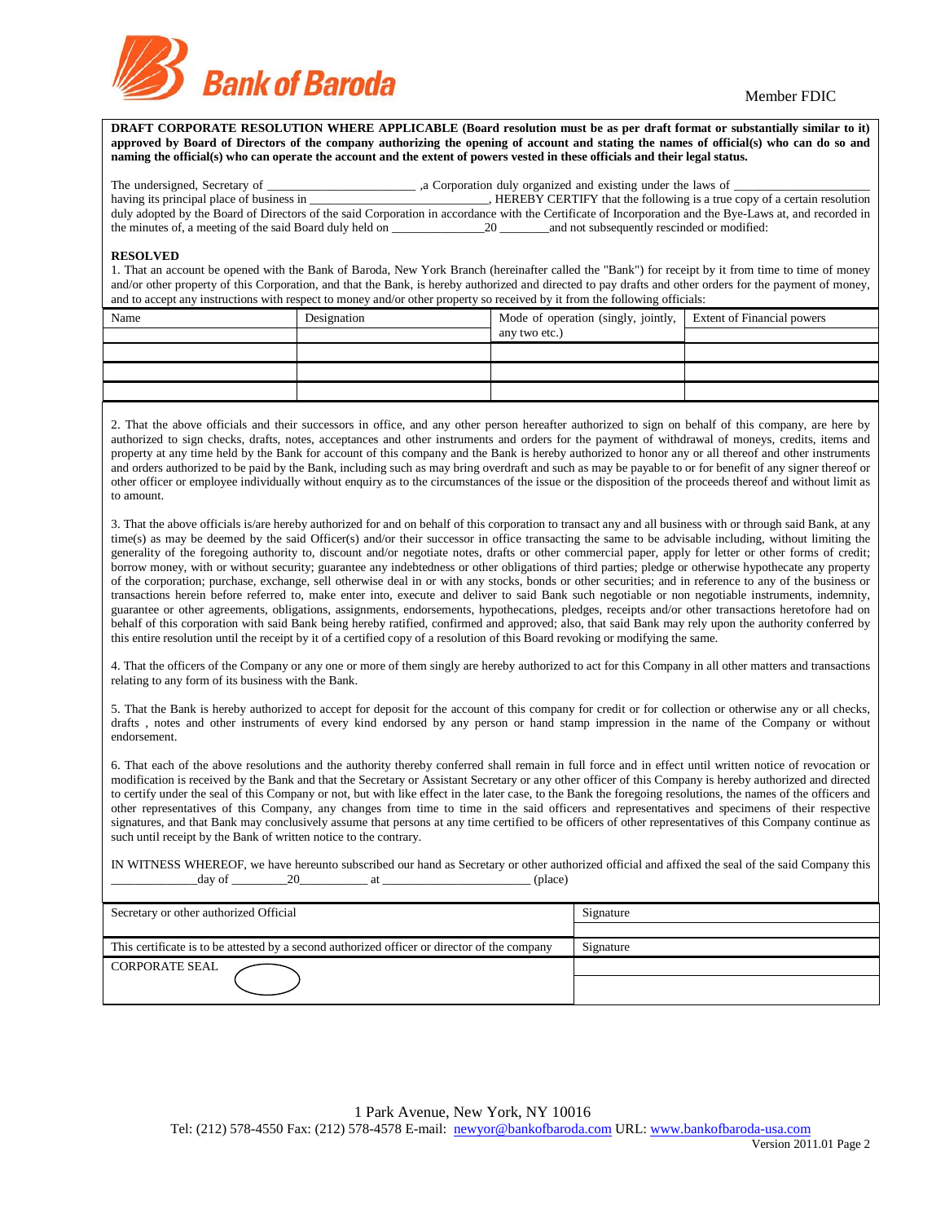Bank of Baroda

Member FDIC

**DRAFT CORPORATE RESOLUTION WHERE APPLICABLE (Board resolution must be as per draft format or substantially similar to it) approved by Board of Directors of the company authorizing the opening of account and stating the names of official(s) who can do so and naming the official(s) who can operate the account and the extent of powers vested in these officials and their legal status.**

The undersigned, Secretary of ______________________ ,a Corporation duly organized and existing under the laws of ____________________ having its principal place of business in ___________________________, HEREBY CERTIFY that the following is a true copy of a certain resolution duly adopted by the Board of Directors of the said Corporation in accordance with the Certificate of Incorporation and the Bye-Laws at, and recorded in the minutes of, a meeting of the said Board duly held on ______________20 _______and not subsequently rescinded or modified:

**RESOLVED**

1. That an account be opened with the Bank of Baroda, New York Branch (hereinafter called the "Bank") for receipt by it from time to time of money and/or other property of this Corporation, and that the Bank, is hereby authorized and directed to pay drafts and other orders for the payment of money, and to accept any instructions with respect to money and/or other property so received by it from the following officials:

| Name | Designation | Mode of operation (singly, jointly, any two etc.) | Extent of Financial powers |
|---|---|---|---|
| | | | |
| | | | |
| | | | |

2. That the above officials and their successors in office, and any other person hereafter authorized to sign on behalf of this company, are here by authorized to sign checks, drafts, notes, acceptances and other instruments and orders for the payment of withdrawal of moneys, credits, items and property at any time held by the Bank for account of this company and the Bank is hereby authorized to honor any or all thereof and other instruments and orders authorized to be paid by the Bank, including such as may bring overdraft and such as may be payable to or for benefit of any signer thereof or other officer or employee individually without enquiry as to the circumstances of the issue or the disposition of the proceeds thereof and without limit as to amount.

3. That the above officials is/are hereby authorized for and on behalf of this corporation to transact any and all business with or through said Bank, at any time(s) as may be deemed by the said Officer(s) and/or their successor in office transacting the same to be advisable including, without limiting the generality of the foregoing authority to, discount and/or negotiate notes, drafts or other commercial paper, apply for letter or other forms of credit; borrow money, with or without security; guarantee any indebtedness or other obligations of third parties; pledge or otherwise hypothecate any property of the corporation; purchase, exchange, sell otherwise deal in or with any stocks, bonds or other securities; and in reference to any of the business or transactions herein before referred to, make enter into, execute and deliver to said Bank such negotiable or non negotiable instruments, indemnity, guarantee or other agreements, obligations, assignments, endorsements, hypothecations, pledges, receipts and/or other transactions heretofore had on behalf of this corporation with said Bank being hereby ratified, confirmed and approved; also, that said Bank may rely upon the authority conferred by this entire resolution until the receipt by it of a certified copy of a resolution of this Board revoking or modifying the same.

4. That the officers of the Company or any one or more of them singly are hereby authorized to act for this Company in all other matters and transactions relating to any form of its business with the Bank.

5. That the Bank is hereby authorized to accept for deposit for the account of this company for credit or for collection or otherwise any or all checks, drafts , notes and other instruments of every kind endorsed by any person or hand stamp impression in the name of the Company or without endorsement.

6. That each of the above resolutions and the authority thereby conferred shall remain in full force and in effect until written notice of revocation or modification is received by the Bank and that the Secretary or Assistant Secretary or any other officer of this Company is hereby authorized and directed to certify under the seal of this Company or not, but with like effect in the later case, to the Bank the foregoing resolutions, the names of the officers and other representatives of this Company, any changes from time to time in the said officers and representatives and specimens of their respective signatures, and that Bank may conclusively assume that persons at any time certified to be officers of other representatives of this Company continue as such until receipt by the Bank of written notice to the contrary.

IN WITNESS WHEREOF, we have hereunto subscribed our hand as Secretary or other authorized official and affixed the seal of the said Company this _____________day of ________20__________ at ______________________ (place)

| Secretary or other authorized Official | Signature |
|---|---|
| This certificate is to be attested by a second authorized officer or director of the company | Signature |
| CORPORATE SEAL | |

1 Park Avenue, New York, NY 10016
Tel: (212) 578-4550 Fax: (212) 578-4578 E-mail: newyor@bankofbaroda.com URL: www.bankofbaroda-usa.com
Version 2011.01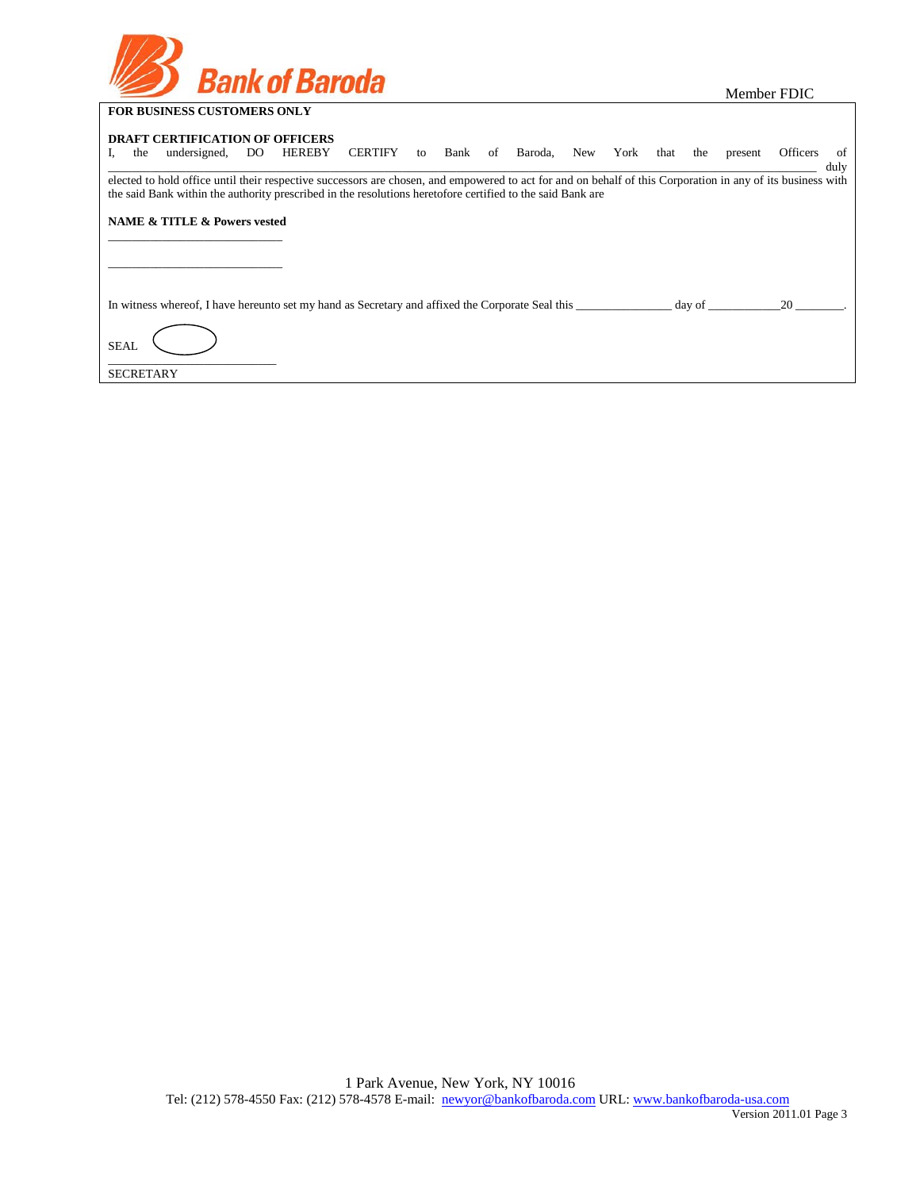Bank of Baroda

Member FDIC

**FOR BUSINESS CUSTOMERS ONLY**

**DRAFT CERTIFICATION OF OFFICERS**

I, the undersigned, DO HEREBY CERTIFY to Bank of Baroda, New York that the present Officers of ____________________________________________________________________________ duly elected to hold office until their respective successors are chosen, and empowered to act for and on behalf of this Corporation in any of its business with the said Bank within the authority prescribed in the resolutions heretofore certified to the said Bank are

**NAME & TITLE & Powers vested**

_____________________________

_____________________________

In witness whereof, I have hereunto set my hand as Secretary and affixed the Corporate Seal this _______________ day of ___________20 ________.

SEAL

___________________________

SECRETARY

1 Park Avenue, New York, NY 10016

Tel: (212) 578-4550 Fax: (212) 578-4578 E-mail: newyor@bankofbaroda.com URL: www.bankofbaroda-usa.com

Version 2011.01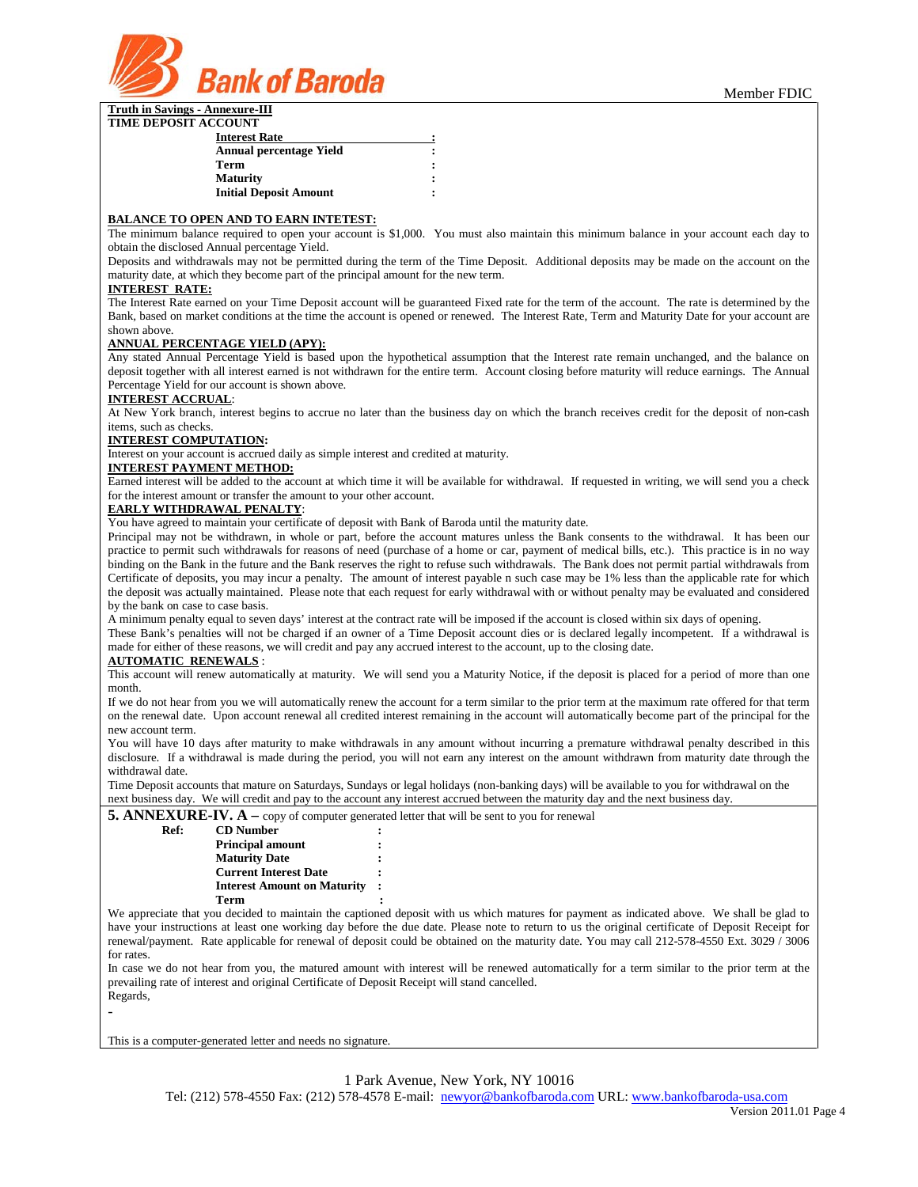Bank of Baroda

Member FDIC

**Truth in Savings - Annexure-III**

**TIME DEPOSIT ACCOUNT**

| | |
|---|---|
| **Interest Rate** | : |
| **Annual percentage Yield** | : |
| **Term** | : |
| **Maturity** | : |
| **Initial Deposit Amount** | : |

**BALANCE TO OPEN AND TO EARN INTETEST:**

The minimum balance required to open your account is $1,000. You must also maintain this minimum balance in your account each day to obtain the disclosed Annual percentage Yield.

Deposits and withdrawals may not be permitted during the term of the Time Deposit. Additional deposits may be made on the account on the maturity date, at which they become part of the principal amount for the new term.

**INTEREST RATE:**

The Interest Rate earned on your Time Deposit account will be guaranteed Fixed rate for the term of the account. The rate is determined by the Bank, based on market conditions at the time the account is opened or renewed. The Interest Rate, Term and Maturity Date for your account are shown above.

**ANNUAL PERCENTAGE YIELD (APY):**

Any stated Annual Percentage Yield is based upon the hypothetical assumption that the Interest rate remain unchanged, and the balance on deposit together with all interest earned is not withdrawn for the entire term. Account closing before maturity will reduce earnings. The Annual Percentage Yield for our account is shown above.

**INTEREST ACCRUAL**:

At New York branch, interest begins to accrue no later than the business day on which the branch receives credit for the deposit of non-cash items, such as checks.

**INTEREST COMPUTATION:**

Interest on your account is accrued daily as simple interest and credited at maturity.

**INTEREST PAYMENT METHOD:**

Earned interest will be added to the account at which time it will be available for withdrawal. If requested in writing, we will send you a check for the interest amount or transfer the amount to your other account.

**EARLY WITHDRAWAL PENALTY**:

You have agreed to maintain your certificate of deposit with Bank of Baroda until the maturity date.

Principal may not be withdrawn, in whole or part, before the account matures unless the Bank consents to the withdrawal. It has been our practice to permit such withdrawals for reasons of need (purchase of a home or car, payment of medical bills, etc.). This practice is in no way binding on the Bank in the future and the Bank reserves the right to refuse such withdrawals. The Bank does not permit partial withdrawals from Certificate of deposits, you may incur a penalty. The amount of interest payable n such case may be 1% less than the applicable rate for which the deposit was actually maintained. Please note that each request for early withdrawal with or without penalty may be evaluated and considered by the bank on case to case basis.

A minimum penalty equal to seven days' interest at the contract rate will be imposed if the account is closed within six days of opening.

These Bank's penalties will not be charged if an owner of a Time Deposit account dies or is declared legally incompetent. If a withdrawal is made for either of these reasons, we will credit and pay any accrued interest to the account, up to the closing date.

**AUTOMATIC RENEWALS** :

This account will renew automatically at maturity. We will send you a Maturity Notice, if the deposit is placed for a period of more than one month.

If we do not hear from you we will automatically renew the account for a term similar to the prior term at the maximum rate offered for that term on the renewal date. Upon account renewal all credited interest remaining in the account will automatically become part of the principal for the new account term.

You will have 10 days after maturity to make withdrawals in any amount without incurring a premature withdrawal penalty described in this disclosure. If a withdrawal is made during the period, you will not earn any interest on the amount withdrawn from maturity date through the withdrawal date.

Time Deposit accounts that mature on Saturdays, Sundays or legal holidays (non-banking days) will be available to you for withdrawal on the next business day. We will credit and pay to the account any interest accrued between the maturity day and the next business day.

**5. ANNEXURE-IV. A –** copy of computer generated letter that will be sent to you for renewal

| | | |
|---|---|---|
| **Ref:** | **CD Number** | : |
| | **Principal amount** | : |
| | **Maturity Date** | : |
| | **Current Interest Date** | : |
| | **Interest Amount on Maturity** | : |
| | **Term** | : |

We appreciate that you decided to maintain the captioned deposit with us which matures for payment as indicated above. We shall be glad to have your instructions at least one working day before the due date. Please note to return to us the original certificate of Deposit Receipt for renewal/payment. Rate applicable for renewal of deposit could be obtained on the maturity date. You may call 212-578-4550 Ext. 3029 / 3006 for rates.

In case we do not hear from you, the matured amount with interest will be renewed automatically for a term similar to the prior term at the prevailing rate of interest and original Certificate of Deposit Receipt will stand cancelled.

Regards,

-

This is a computer-generated letter and needs no signature.

1 Park Avenue, New York, NY 10016

Tel: (212) 578-4550 Fax: (212) 578-4578 E-mail: newyor@bankofbaroda.com URL: www.bankofbaroda-usa.com

Version 2011.01